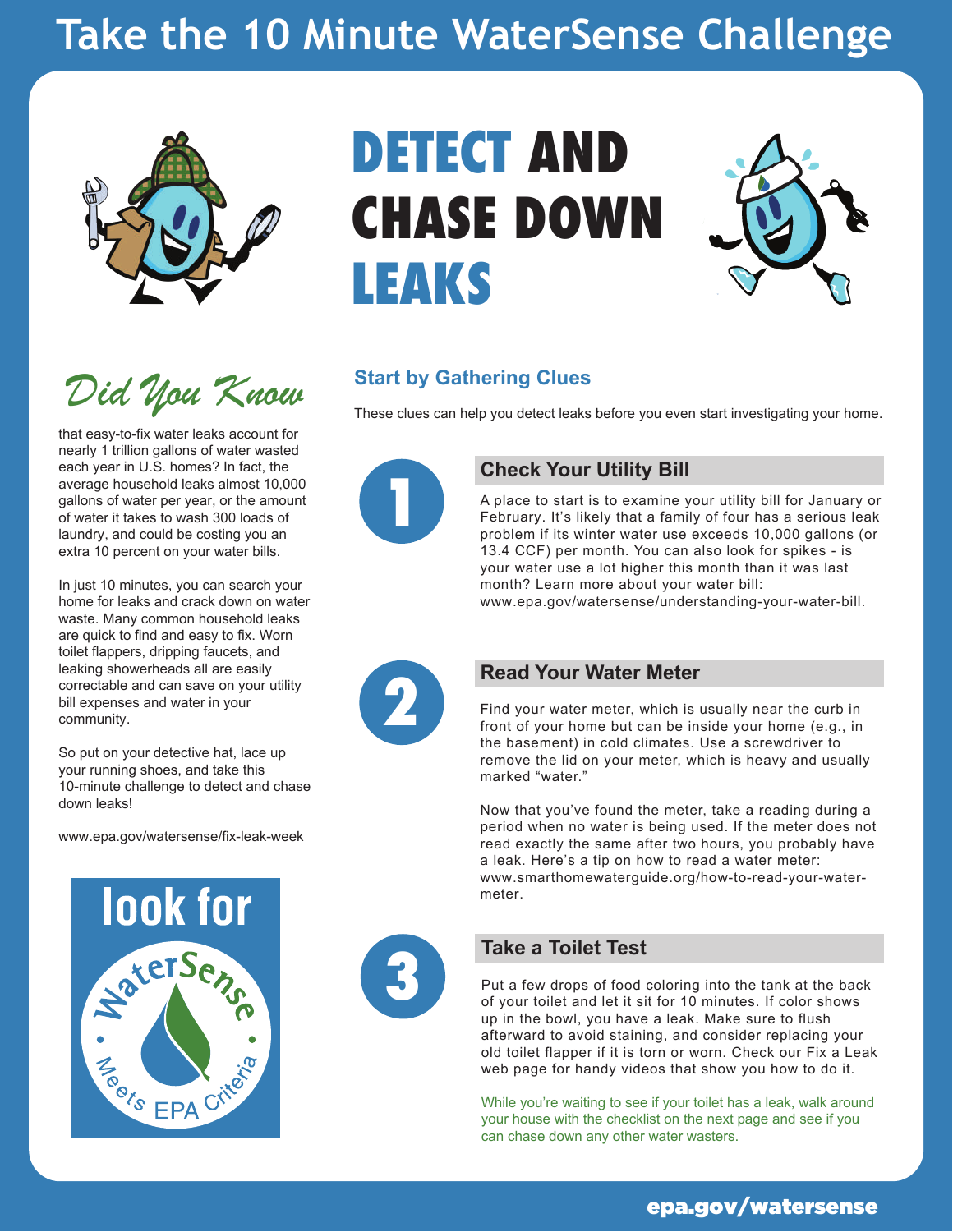# Take the 10 Minute WaterSense Challenge

# DETECT AND CHASE DOWN LEAKS

## Did You Know

that easy-to-fix water leaks account for nearly 1 trillion gallons of water wasted each year in U.S. homes? In fact, the average household leaks almost 10,000 gallons of water per year, or the amount of water it takes to wash 300 loads of laundry, and could be costing you an extra 10 percent on your water bills.

In just 10 minutes, you can search your home for leaks and crack down on water waste. Many common household leaks are quick to find and easy to fix. Worn toilet flappers, dripping faucets, and leaking showerheads all are easily correctable and can save on your utility bill expenses and water in your community.

So put on your detective hat, lace up your running shoes, and take this 10-minute challenge to detect and chase down leaks!

www.epa.gov/watersense/fix-leak-week

look for WaterSense — Meets EPA Criteria

## Start by Gathering Clues

These clues can help you detect leaks before you even start investigating your home.

### 1 Check Your Utility Bill

A place to start is to examine your utility bill for January or February. It's likely that a family of four has a serious leak problem if its winter water use exceeds 10,000 gallons (or 13.4 CCF) per month. You can also look for spikes - is your water use a lot higher this month than it was last month? Learn more about your water bill: www.epa.gov/watersense/understanding-your-water-bill.

### 2 Read Your Water Meter

Find your water meter, which is usually near the curb in front of your home but can be inside your home (e.g., in the basement) in cold climates. Use a screwdriver to remove the lid on your meter, which is heavy and usually marked "water."

Now that you've found the meter, take a reading during a period when no water is being used. If the meter does not read exactly the same after two hours, you probably have a leak. Here's a tip on how to read a water meter: www.smarthomewaterguide.org/how-to-read-your-water-meter.

### 3 Take a Toilet Test

Put a few drops of food coloring into the tank at the back of your toilet and let it sit for 10 minutes. If color shows up in the bowl, you have a leak. Make sure to flush afterward to avoid staining, and consider replacing your old toilet flapper if it is torn or worn. Check our Fix a Leak web page for handy videos that show you how to do it.

While you're waiting to see if your toilet has a leak, walk around your house with the checklist on the next page and see if you can chase down any other water wasters.

epa.gov/watersense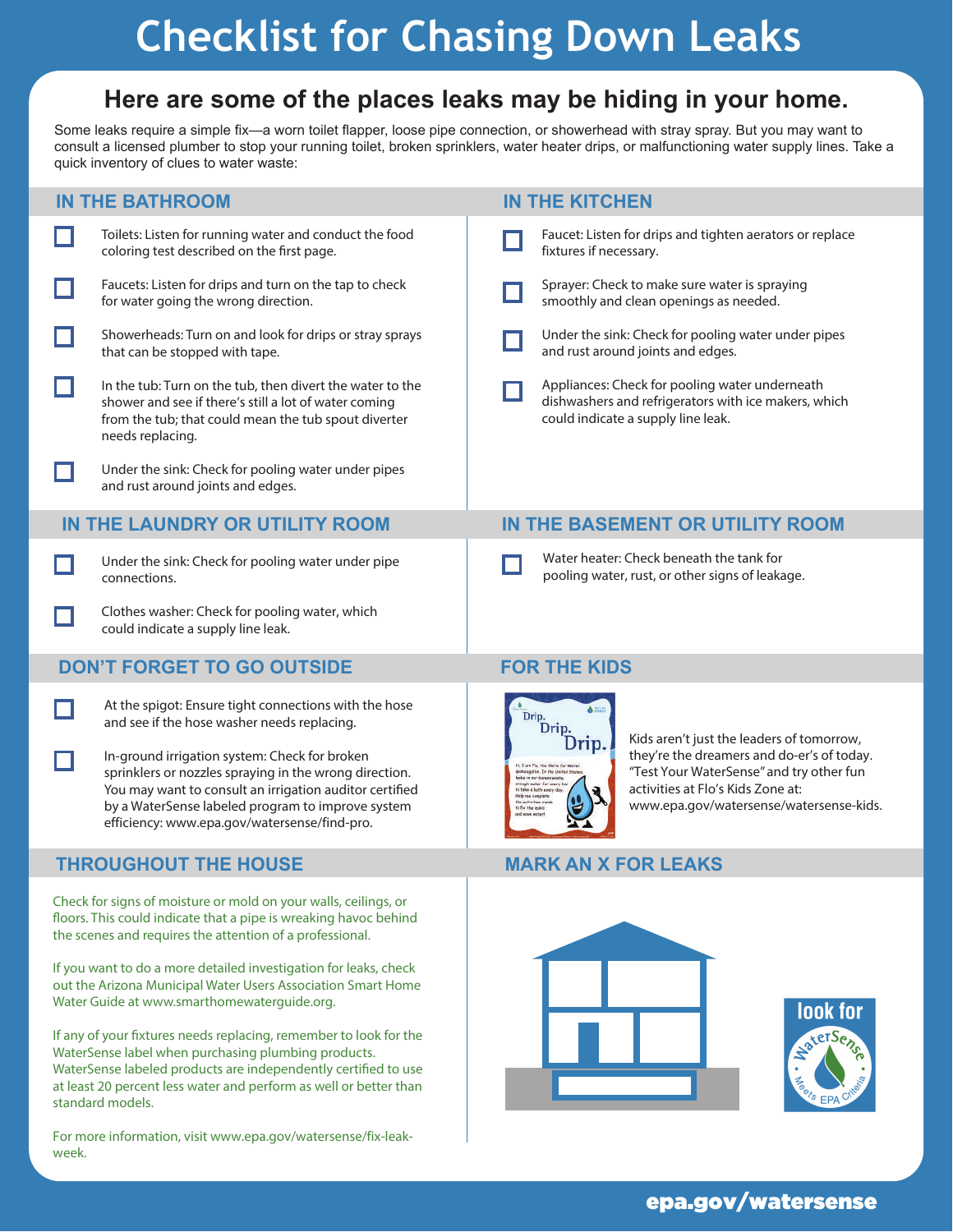# Checklist for Chasing Down Leaks

## Here are some of the places leaks may be hiding in your home.

Some leaks require a simple fix—a worn toilet flapper, loose pipe connection, or showerhead with stray spray. But you may want to consult a licensed plumber to stop your running toilet, broken sprinklers, water heater drips, or malfunctioning water supply lines. Take a quick inventory of clues to water waste:

### IN THE BATHROOM

- [ ] Toilets: Listen for running water and conduct the food coloring test described on the first page.
- [ ] Faucets: Listen for drips and turn on the tap to check for water going the wrong direction.
- [ ] Showerheads: Turn on and look for drips or stray sprays that can be stopped with tape.
- [ ] In the tub: Turn on the tub, then divert the water to the shower and see if there's still a lot of water coming from the tub; that could mean the tub spout diverter needs replacing.
- [ ] Under the sink: Check for pooling water under pipes and rust around joints and edges.

### IN THE KITCHEN

- [ ] Faucet: Listen for drips and tighten aerators or replace fixtures if necessary.
- [ ] Sprayer: Check to make sure water is spraying smoothly and clean openings as needed.
- [ ] Under the sink: Check for pooling water under pipes and rust around joints and edges.
- [ ] Appliances: Check for pooling water underneath dishwashers and refrigerators with ice makers, which could indicate a supply line leak.

### IN THE LAUNDRY OR UTILITY ROOM

- [ ] Under the sink: Check for pooling water under pipe connections.
- [ ] Clothes washer: Check for pooling water, which could indicate a supply line leak.

### IN THE BASEMENT OR UTILITY ROOM

- [ ] Water heater: Check beneath the tank for pooling water, rust, or other signs of leakage.

### DON'T FORGET TO GO OUTSIDE

- [ ] At the spigot: Ensure tight connections with the hose and see if the hose washer needs replacing.
- [ ] In-ground irrigation system: Check for broken sprinklers or nozzles spraying in the wrong direction. You may want to consult an irrigation auditor certified by a WaterSense labeled program to improve system efficiency: www.epa.gov/watersense/find-pro.

### FOR THE KIDS

Kids aren't just the leaders of tomorrow, they're the dreamers and do-er's of today. "Test Your WaterSense" and try other fun activities at Flo's Kids Zone at: www.epa.gov/watersense/watersense-kids.

### THROUGHOUT THE HOUSE

Check for signs of moisture or mold on your walls, ceilings, or floors. This could indicate that a pipe is wreaking havoc behind the scenes and requires the attention of a professional.

If you want to do a more detailed investigation for leaks, check out the Arizona Municipal Water Users Association Smart Home Water Guide at www.smarthomewaterguide.org.

If any of your fixtures needs replacing, remember to look for the WaterSense label when purchasing plumbing products. WaterSense labeled products are independently certified to use at least 20 percent less water and perform as well or better than standard models.

For more information, visit www.epa.gov/watersense/fix-leak-week.

### MARK AN X FOR LEAKS

look for WaterSense Meets EPA Criteria

epa.gov/watersense